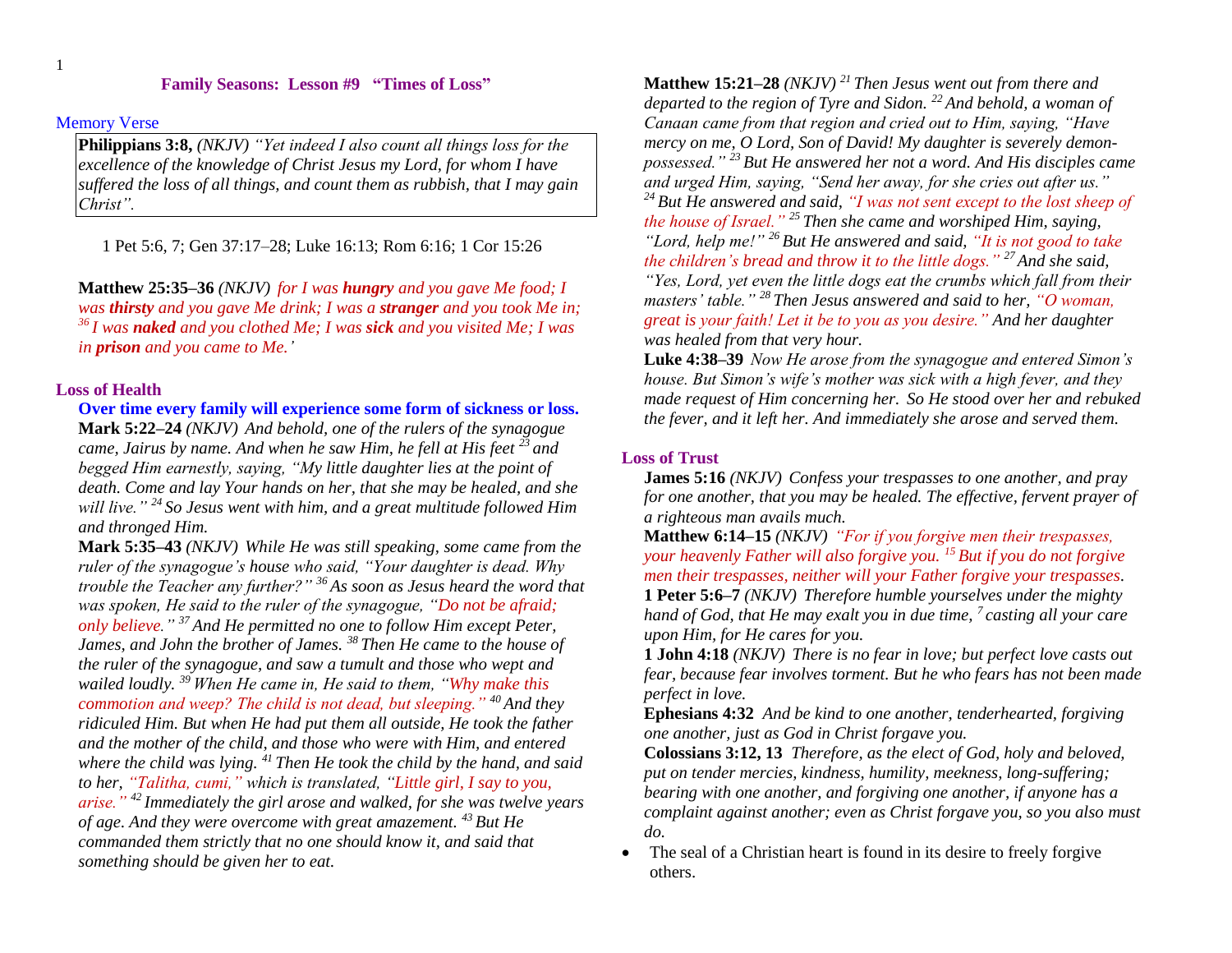# Family Seasons: Lesson #9 "Times of Loss"

Memory Verse

**Philippians 3:8,** *(NKJV) "Yet indeed I also count all things loss for the excellence of the knowledge of Christ Jesus my Lord, for whom I have suffered the loss of all things, and count them as rubbish, that I may gain Christ".*

1 Pet 5:6, 7; Gen 37:17–28; Luke 16:13; Rom 6:16; 1 Cor 15:26

**Matthew 25:35–36** *(NKJV) for I was* ***hungry*** *and you gave Me food; I was* ***thirsty*** *and you gave Me drink; I was a* ***stranger*** *and you took Me in; [36] I was* ***naked*** *and you clothed Me; I was* ***sick*** *and you visited Me; I was in* ***prison*** *and you came to Me.'*

## Loss of Health

**Over time every family will experience some form of sickness or loss.**

**Mark 5:22–24** *(NKJV) And behold, one of the rulers of the synagogue came, Jairus by name. And when he saw Him, he fell at His feet [23] and begged Him earnestly, saying, "My little daughter lies at the point of death. Come and lay Your hands on her, that she may be healed, and she will live." [24] So Jesus went with him, and a great multitude followed Him and thronged Him.*

**Mark 5:35–43** *(NKJV) While He was still speaking, some came from the ruler of the synagogue's* house *who said, "Your daughter is dead. Why trouble the Teacher any further?" [36] As soon as Jesus heard the word that was spoken, He said to the ruler of the synagogue, "Do not be afraid; only believe." [37] And He permitted no one to follow Him except Peter, James, and John the brother of James. [38] Then He came to the house of the ruler of the synagogue, and saw a tumult and those who wept and wailed loudly. [39] When He came in, He said to them, "Why make this commotion and weep? The child is not dead, but sleeping." [40] And they ridiculed Him. But when He had put them all outside, He took the father and the mother of the child, and those who were with Him, and entered where the child was lying. [41] Then He took the child by the hand, and said to her, "Talitha, cumi," which is translated, "Little girl, I say to you, arise." [42] Immediately the girl arose and walked, for she was twelve years of age. And they were overcome with great amazement. [43] But He commanded them strictly that no one should know it, and said that something should be given her to eat.*

**Matthew 15:21–28** *(NKJV) [21] Then Jesus went out from there and departed to the region of Tyre and Sidon. [22] And behold, a woman of Canaan came from that region and cried out to Him, saying, "Have mercy on me, O Lord, Son of David! My daughter is severely demon-possessed." [23] But He answered her not a word. And His disciples came and urged Him, saying, "Send her away, for she cries out after us." [24] But He answered and said, "I was not sent except to the lost sheep of the house of Israel." [25] Then she came and worshiped Him, saying, "Lord, help me!" [26] But He answered and said, "It is not good to take the children's bread and throw it to the little dogs." [27] And she said, "Yes, Lord, yet even the little dogs eat the crumbs which fall from their masters' table." [28] Then Jesus answered and said to her, "O woman, great is your faith! Let it be to you as you desire." And her daughter was healed from that very hour.*

**Luke 4:38–39** *Now He arose from the synagogue and entered Simon's house. But Simon's wife's mother was sick with a high fever, and they made request of Him concerning her. So He stood over her and rebuked the fever, and it left her. And immediately she arose and served them.*

## Loss of Trust

**James 5:16** *(NKJV) Confess your trespasses to one another, and pray for one another, that you may be healed. The effective, fervent prayer of a righteous man avails much.*

**Matthew 6:14–15** *(NKJV) "For if you forgive men their trespasses, your heavenly Father will also forgive you. [15] But if you do not forgive men their trespasses, neither will your Father forgive your trespasses.*

**1 Peter 5:6–7** *(NKJV) Therefore humble yourselves under the mighty hand of God, that He may exalt you in due time, [7] casting all your care upon Him, for He cares for you.*

**1 John 4:18** *(NKJV) There is no fear in love; but perfect love casts out fear, because fear involves torment. But he who fears has not been made perfect in love.*

**Ephesians 4:32** *And be kind to one another, tenderhearted, forgiving one another, just as God in Christ forgave you.*

**Colossians 3:12, 13** *Therefore, as the elect of God, holy and beloved, put on tender mercies, kindness, humility, meekness, long-suffering; bearing with one another, and forgiving one another, if anyone has a complaint against another; even as Christ forgave you, so you also must do.*

- The seal of a Christian heart is found in its desire to freely forgive others.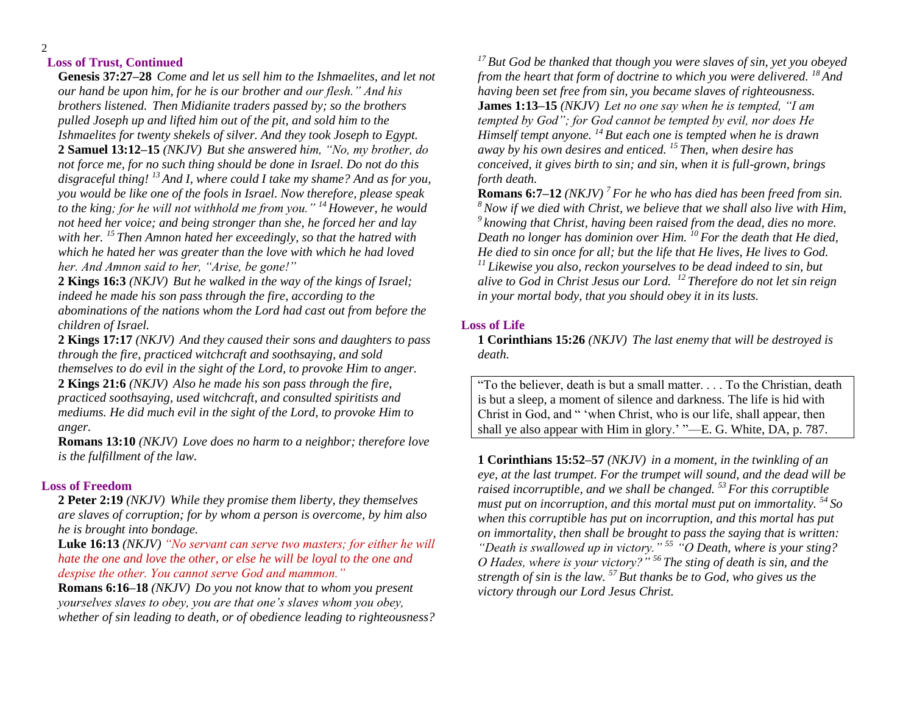## Loss of Trust, Continued

**Genesis 37:27–28** *Come and let us sell him to the Ishmaelites, and let not our hand be upon him, for he is our brother and our flesh." And his brothers listened. Then Midianite traders passed by; so the brothers pulled Joseph up and lifted him out of the pit, and sold him to the Ishmaelites for twenty shekels of silver. And they took Joseph to Egypt.*

**2 Samuel 13:12–15** *(NKJV) But she answered him, "No, my brother, do not force me, for no such thing should be done in Israel. Do not do this disgraceful thing! [13] And I, where could I take my shame? And as for you, you would be like one of the fools in Israel. Now therefore, please speak to the king; for he will not withhold me from you." [14] However, he would not heed her voice; and being stronger than she, he forced her and lay with her. [15] Then Amnon hated her exceedingly, so that the hatred with which he hated her was greater than the love with which he had loved her. And Amnon said to her, "Arise, be gone!"*

**2 Kings 16:3** *(NKJV) But he walked in the way of the kings of Israel; indeed he made his son pass through the fire, according to the abominations of the nations whom the Lord had cast out from before the children of Israel.*

**2 Kings 17:17** *(NKJV) And they caused their sons and daughters to pass through the fire, practiced witchcraft and soothsaying, and sold themselves to do evil in the sight of the Lord, to provoke Him to anger.*

**2 Kings 21:6** *(NKJV) Also he made his son pass through the fire, practiced soothsaying, used witchcraft, and consulted spiritists and mediums. He did much evil in the sight of the Lord, to provoke Him to anger.*

**Romans 13:10** *(NKJV) Love does no harm to a neighbor; therefore love is the fulfillment of the law.*

## Loss of Freedom

**2 Peter 2:19** *(NKJV) While they promise them liberty, they themselves are slaves of corruption; for by whom a person is overcome, by him also he is brought into bondage.*

**Luke 16:13** *(NKJV) "No servant can serve two masters; for either he will hate the one and love the other, or else he will be loyal to the one and despise the other. You cannot serve God and mammon."*

**Romans 6:16–18** *(NKJV) Do you not know that to whom you present yourselves slaves to obey, you are that one's slaves whom you obey, whether of sin leading to death, or of obedience leading to righteousness? [17] But God be thanked that though you were slaves of sin, yet you obeyed from the heart that form of doctrine to which you were delivered. [18] And having been set free from sin, you became slaves of righteousness.*

**James 1:13–15** *(NKJV) Let no one say when he is tempted, "I am tempted by God"; for God cannot be tempted by evil, nor does He Himself tempt anyone. [14] But each one is tempted when he is drawn away by his own desires and enticed. [15] Then, when desire has conceived, it gives birth to sin; and sin, when it is full-grown, brings forth death.*

**Romans 6:7–12** *(NKJV) [7] For he who has died has been freed from sin. [8] Now if we died with Christ, we believe that we shall also live with Him, [9] knowing that Christ, having been raised from the dead, dies no more. Death no longer has dominion over Him. [10] For the death that He died, He died to sin once for all; but the life that He lives, He lives to God. [11] Likewise you also, reckon yourselves to be dead indeed to sin, but alive to God in Christ Jesus our Lord. [12] Therefore do not let sin reign in your mortal body, that you should obey it in its lusts.*

## Loss of Life

**1 Corinthians 15:26** *(NKJV) The last enemy that will be destroyed is death.*

> "To the believer, death is but a small matter. . . . To the Christian, death is but a sleep, a moment of silence and darkness. The life is hid with Christ in God, and " 'when Christ, who is our life, shall appear, then shall ye also appear with Him in glory.' "—E. G. White, DA, p. 787.

**1 Corinthians 15:52–57** *(NKJV) in a moment, in the twinkling of an eye, at the last trumpet. For the trumpet will sound, and the dead will be raised incorruptible, and we shall be changed. [53] For this corruptible must put on incorruption, and this mortal must put on immortality. [54] So when this corruptible has put on incorruption, and this mortal has put on immortality, then shall be brought to pass the saying that is written: "Death is swallowed up in victory." [55] "O Death, where is your sting? O Hades, where is your victory?" [56] The sting of death is sin, and the strength of sin is the law. [57] But thanks be to God, who gives us the victory through our Lord Jesus Christ.*